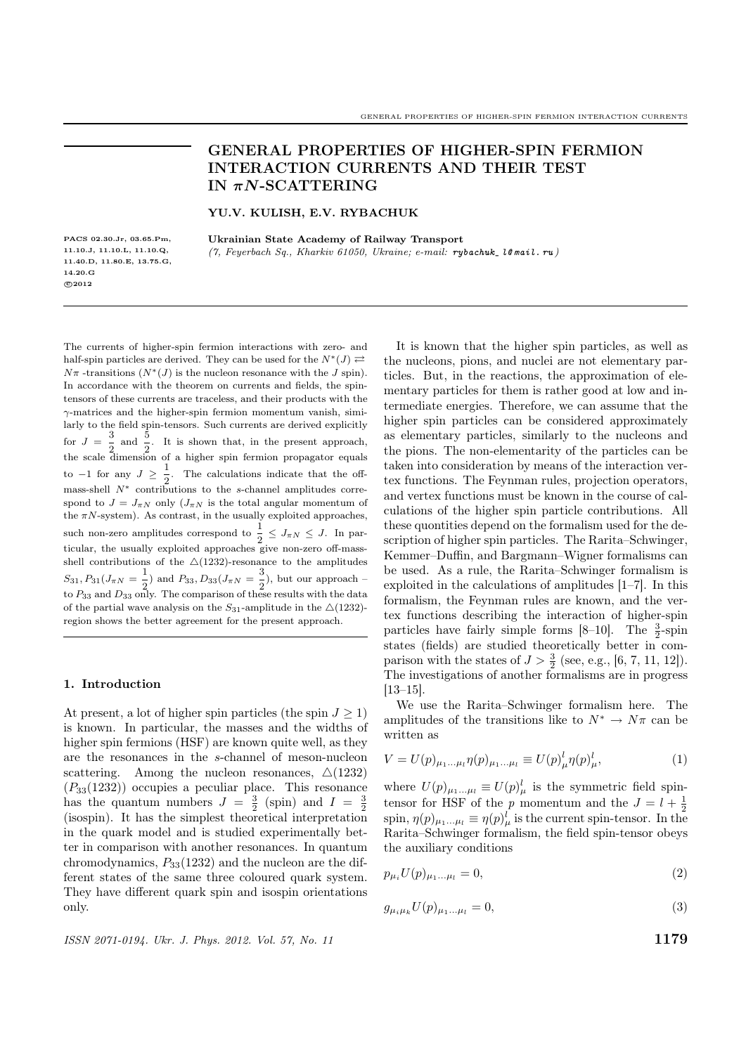# GENERAL PROPERTIES OF HIGHER-SPIN FERMION INTERACTION CURRENTS AND THEIR TEST IN $\pi N$-SCATTERING

**YU.V. KULISH, E.V. RYBACHUK**

PACS 02.30.Jr, 03.65.Pm, 11.10.J, 11.10.L, 11.10.Q, 11.40.D, 11.80.E, 13.75.G, 14.20.G
©2012

**Ukrainian State Academy of Railway Transport**
*(7, Feyerbach Sq., Kharkiv 61050, Ukraine; e-mail: rybachuk_l@mail.ru)*

The currents of higher-spin fermion interactions with zero- and half-spin particles are derived. They can be used for the $N^*(J) \rightleftarrows N\pi$ -transitions ($N^*(J)$ is the nucleon resonance with the $J$ spin). In accordance with the theorem on currents and fields, the spin-tensors of these currents are traceless, and their products with the $\gamma$-matrices and the higher-spin fermion momentum vanish, similarly to the field spin-tensors. Such currents are derived explicitly for $J = \frac{3}{2}$ and $\frac{5}{2}$. It is shown that, in the present approach, the scale dimension of a higher spin fermion propagator equals to $-1$ for any $J \geq \frac{1}{2}$. The calculations indicate that the off-mass-shell $N^*$ contributions to the $s$-channel amplitudes correspond to $J = J_{\pi N}$ only ($J_{\pi N}$ is the total angular momentum of the $\pi N$-system). As contrast, in the usually exploited approaches, such non-zero amplitudes correspond to $\frac{1}{2} \leq J_{\pi N} \leq J$. In particular, the usually exploited approaches give non-zero off-mass-shell contributions of the $\triangle(1232)$-resonance to the amplitudes $S_{31}, P_{31}(J_{\pi N} = \frac{1}{2})$ and $P_{33}, D_{33}(J_{\pi N} = \frac{3}{2})$, but our approach – to $P_{33}$ and $D_{33}$ only. The comparison of these results with the data of the partial wave analysis on the $S_{31}$-amplitude in the $\triangle(1232)$-region shows the better agreement for the present approach.

## 1. Introduction

At present, a lot of higher spin particles (the spin $J \geq 1$) is known. In particular, the masses and the widths of higher spin fermions (HSF) are known quite well, as they are the resonances in the $s$-channel of meson-nucleon scattering. Among the nucleon resonances, $\triangle(1232)$ ($P_{33}(1232)$) occupies a peculiar place. This resonance has the quantum numbers $J = \frac{3}{2}$ (spin) and $I = \frac{3}{2}$ (isospin). It has the simplest theoretical interpretation in the quark model and is studied experimentally better in comparison with another resonances. In quantum chromodynamics, $P_{33}(1232)$ and the nucleon are the different states of the same three coloured quark system. They have different quark spin and isospin orientations only.

It is known that the higher spin particles, as well as the nucleons, pions, and nuclei are not elementary particles. But, in the reactions, the approximation of elementary particles for them is rather good at low and intermediate energies. Therefore, we can assume that the higher spin particles can be considered approximately as elementary particles, similarly to the nucleons and the pions. The non-elementarity of the particles can be taken into consideration by means of the interaction vertex functions. The Feynman rules, projection operators, and vertex functions must be known in the course of calculations of the higher spin particle contributions. All these quontities depend on the formalism used for the description of higher spin particles. The Rarita–Schwinger, Kemmer–Duffin, and Bargmann–Wigner formalisms can be used. As a rule, the Rarita–Schwinger formalism is exploited in the calculations of amplitudes [1–7]. In this formalism, the Feynman rules are known, and the vertex functions describing the interaction of higher-spin particles have fairly simple forms [8–10]. The $\frac{3}{2}$-spin states (fields) are studied theoretically better in comparison with the states of $J > \frac{3}{2}$ (see, e.g., [6, 7, 11, 12]). The investigations of another formalisms are in progress [13–15].

We use the Rarita–Schwinger formalism here. The amplitudes of the transitions like to $N^* \to N\pi$ can be written as

$$V = U(p)_{\mu_1 \ldots \mu_l} \eta(p)_{\mu_1 \ldots \mu_l} \equiv U(p)^l_\mu \eta(p)^l_\mu, \tag{1}$$

where $U(p)_{\mu_1 \ldots \mu_l} \equiv U(p)^l_\mu$ is the symmetric field spin-tensor for HSF of the $p$ momentum and the $J = l + \frac{1}{2}$ spin, $\eta(p)_{\mu_1 \ldots \mu_l} \equiv \eta(p)^l_\mu$ is the current spin-tensor. In the Rarita–Schwinger formalism, the field spin-tensor obeys the auxiliary conditions

$$p_{\mu_i} U(p)_{\mu_1 \ldots \mu_l} = 0, \tag{2}$$

$$g_{\mu_i \mu_k} U(p)_{\mu_1 \ldots \mu_l} = 0, \tag{3}$$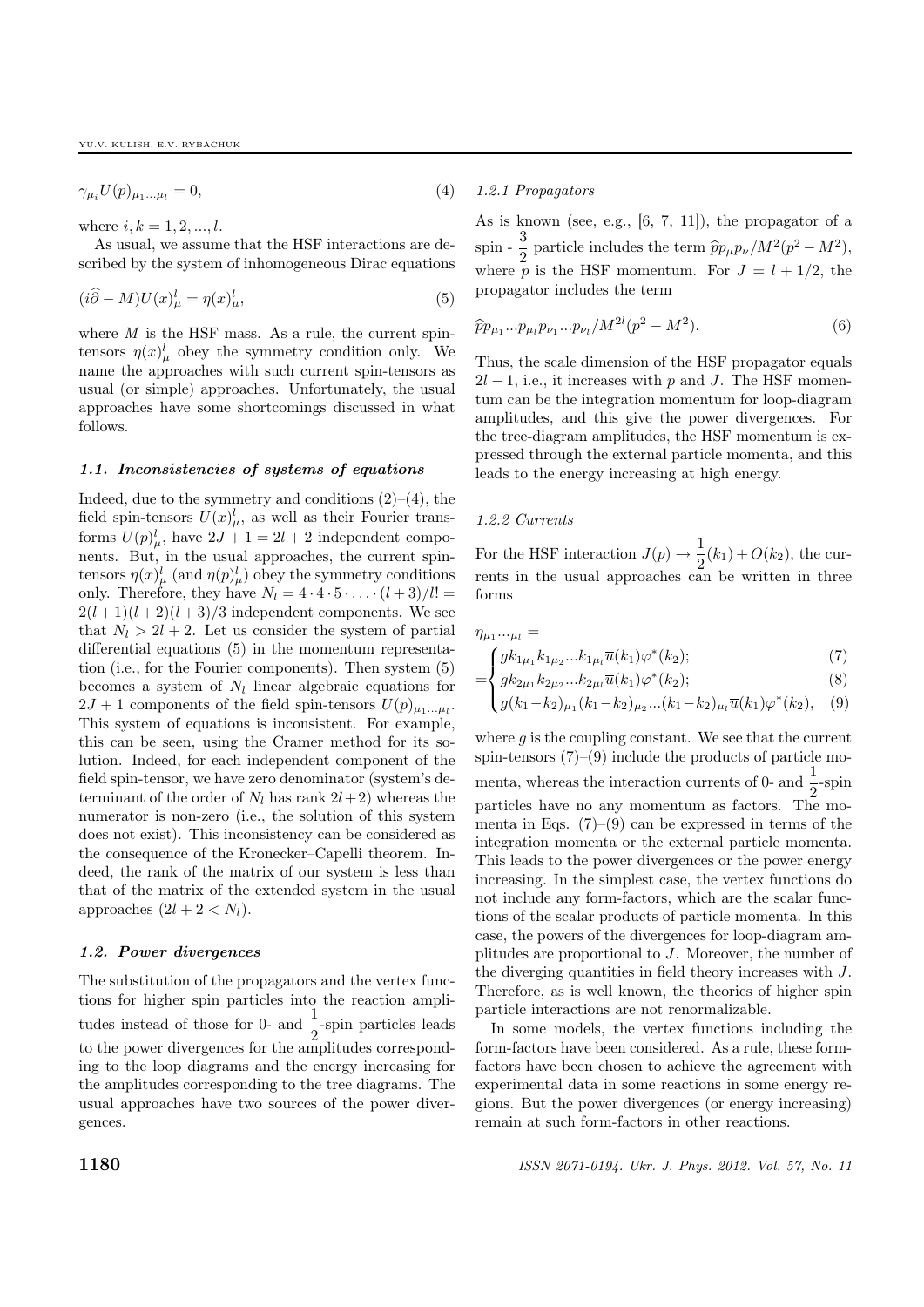$$\gamma_{\mu_i} U(p)_{\mu_1 ... \mu_l} = 0, \tag{4}$$

where $i, k = 1, 2, ..., l$.

As usual, we assume that the HSF interactions are described by the system of inhomogeneous Dirac equations

$$(i\widehat{\partial} - M)U(x)^l_\mu = \eta(x)^l_\mu, \tag{5}$$

where $M$ is the HSF mass. As a rule, the current spin-tensors $\eta(x)^l_\mu$ obey the symmetry condition only. We name the approaches with such current spin-tensors as usual (or simple) approaches. Unfortunately, the usual approaches have some shortcomings discussed in what follows.

### *1.1. Inconsistencies of systems of equations*

Indeed, due to the symmetry and conditions (2)–(4), the field spin-tensors $U(x)^l_\mu$, as well as their Fourier transforms $U(p)^l_\mu$, have $2J + 1 = 2l + 2$ independent components. But, in the usual approaches, the current spin-tensors $\eta(x)^l_\mu$ (and $\eta(p)^l_\mu$) obey the symmetry conditions only. Therefore, they have $N_l = 4 \cdot 4 \cdot 5 \cdot \ldots \cdot (l + 3)/l! = 2(l+1)(l+2)(l+3)/3$ independent components. We see that $N_l > 2l + 2$. Let us consider the system of partial differential equations (5) in the momentum representation (i.e., for the Fourier components). Then system (5) becomes a system of $N_l$ linear algebraic equations for $2J + 1$ components of the field spin-tensors $U(p)_{\mu_1 ... \mu_l}$. This system of equations is inconsistent. For example, this can be seen, using the Cramer method for its solution. Indeed, for each independent component of the field spin-tensor, we have zero denominator (system's determinant of the order of $N_l$ has rank $2l+2$) whereas the numerator is non-zero (i.e., the solution of this system does not exist). This inconsistency can be considered as the consequence of the Kronecker–Capelli theorem. Indeed, the rank of the matrix of our system is less than that of the matrix of the extended system in the usual approaches $(2l + 2 < N_l)$.

### *1.2. Power divergences*

The substitution of the propagators and the vertex functions for higher spin particles into the reaction amplitudes instead of those for 0- and $\frac{1}{2}$-spin particles leads to the power divergences for the amplitudes corresponding to the loop diagrams and the energy increasing for the amplitudes corresponding to the tree diagrams. The usual approaches have two sources of the power divergences.

#### *1.2.1 Propagators*

As is known (see, e.g., [6, 7, 11]), the propagator of a spin - $\frac{3}{2}$ particle includes the term $\widehat{p}p_\mu p_\nu / M^2(p^2 - M^2)$, where $p$ is the HSF momentum. For $J = l + 1/2$, the propagator includes the term

$$\widehat{p}p_{\mu_1} ... p_{\mu_l} p_{\nu_1} ... p_{\nu_l} / M^{2l}(p^2 - M^2). \tag{6}$$

Thus, the scale dimension of the HSF propagator equals $2l - 1$, i.e., it increases with $p$ and $J$. The HSF momentum can be the integration momentum for loop-diagram amplitudes, and this give the power divergences. For the tree-diagram amplitudes, the HSF momentum is expressed through the external particle momenta, and this leads to the energy increasing at high energy.

#### *1.2.2 Currents*

For the HSF interaction $J(p) \to \frac{1}{2}(k_1) + O(k_2)$, the currents in the usual approaches can be written in three forms

$$\eta_{\mu_1} ..._{\mu_l} = \begin{cases} g k_{1\mu_1} k_{1\mu_2} ... k_{1\mu_l} \overline{u}(k_1) \varphi^*(k_2); & (7) \\ g k_{2\mu_1} k_{2\mu_2} ... k_{2\mu_l} \overline{u}(k_1) \varphi^*(k_2); & (8) \\ g(k_1 - k_2)_{\mu_1} (k_1 - k_2)_{\mu_2} ... (k_1 - k_2)_{\mu_l} \overline{u}(k_1) \varphi^*(k_2), & (9) \end{cases}$$

where $g$ is the coupling constant. We see that the current spin-tensors (7)–(9) include the products of particle momenta, whereas the interaction currents of 0- and $\frac{1}{2}$-spin particles have no any momentum as factors. The momenta in Eqs. (7)–(9) can be expressed in terms of the integration momenta or the external particle momenta. This leads to the power divergences or the power energy increasing. In the simplest case, the vertex functions do not include any form-factors, which are the scalar functions of the scalar products of particle momenta. In this case, the powers of the divergences for loop-diagram amplitudes are proportional to $J$. Moreover, the number of the diverging quantities in field theory increases with $J$. Therefore, as is well known, the theories of higher spin particle interactions are not renormalizable.

In some models, the vertex functions including the form-factors have been considered. As a rule, these form-factors have been chosen to achieve the agreement with experimental data in some reactions in some energy regions. But the power divergences (or energy increasing) remain at such form-factors in other reactions.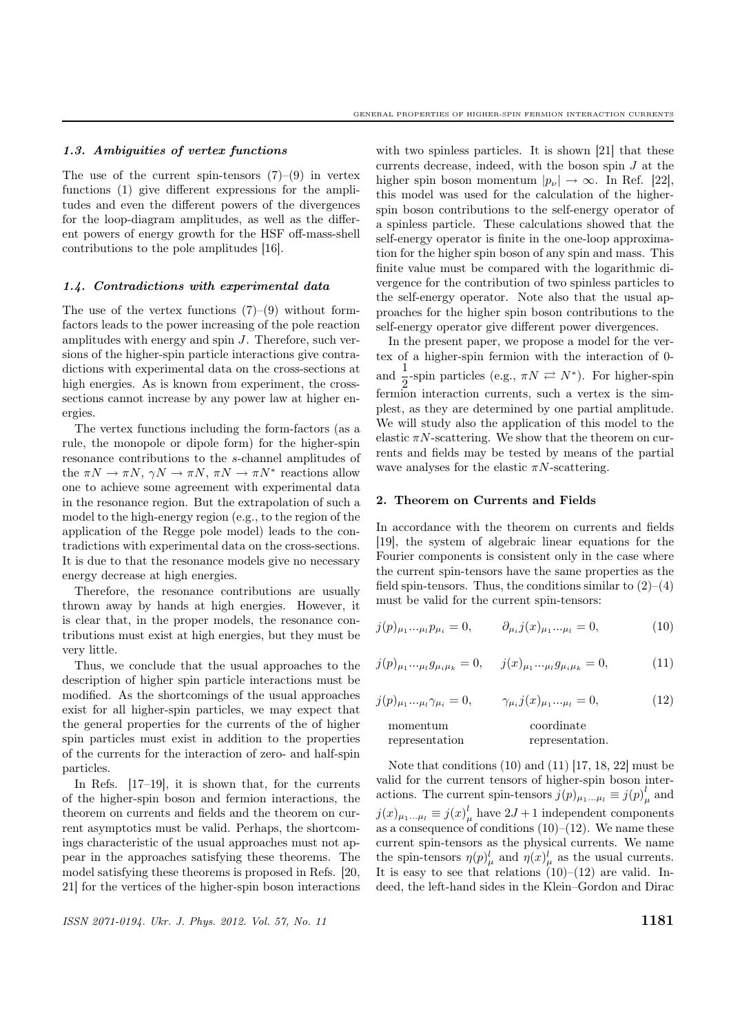### *1.3. Ambiguities of vertex functions*

The use of the current spin-tensors (7)–(9) in vertex functions (1) give different expressions for the amplitudes and even the different powers of the divergences for the loop-diagram amplitudes, as well as the different powers of energy growth for the HSF off-mass-shell contributions to the pole amplitudes [16].

### *1.4. Contradictions with experimental data*

The use of the vertex functions (7)–(9) without form-factors leads to the power increasing of the pole reaction amplitudes with energy and spin $J$. Therefore, such versions of the higher-spin particle interactions give contradictions with experimental data on the cross-sections at high energies. As is known from experiment, the cross-sections cannot increase by any power law at higher energies.

The vertex functions including the form-factors (as a rule, the monopole or dipole form) for the higher-spin resonance contributions to the $s$-channel amplitudes of the $\pi N \to \pi N$, $\gamma N \to \pi N$, $\pi N \to \pi N^*$ reactions allow one to achieve some agreement with experimental data in the resonance region. But the extrapolation of such a model to the high-energy region (e.g., to the region of the application of the Regge pole model) leads to the contradictions with experimental data on the cross-sections. It is due to that the resonance models give no necessary energy decrease at high energies.

Therefore, the resonance contributions are usually thrown away by hands at high energies. However, it is clear that, in the proper models, the resonance contributions must exist at high energies, but they must be very little.

Thus, we conclude that the usual approaches to the description of higher spin particle interactions must be modified. As the shortcomings of the usual approaches exist for all higher-spin particles, we may expect that the general properties for the currents of the of higher spin particles must exist in addition to the properties of the currents for the interaction of zero- and half-spin particles.

In Refs. [17–19], it is shown that, for the currents of the higher-spin boson and fermion interactions, the theorem on currents and fields and the theorem on current asymptotics must be valid. Perhaps, the shortcomings characteristic of the usual approaches must not appear in the approaches satisfying these theorems. The model satisfying these theorems is proposed in Refs. [20, 21] for the vertices of the higher-spin boson interactions with two spinless particles. It is shown [21] that these currents decrease, indeed, with the boson spin $J$ at the higher spin boson momentum $|p_\nu| \to \infty$. In Ref. [22], this model was used for the calculation of the higher-spin boson contributions to the self-energy operator of a spinless particle. These calculations showed that the self-energy operator is finite in the one-loop approximation for the higher spin boson of any spin and mass. This finite value must be compared with the logarithmic divergence for the contribution of two spinless particles to the self-energy operator. Note also that the usual approaches for the higher spin boson contributions to the self-energy operator give different power divergences.

In the present paper, we propose a model for the vertex of a higher-spin fermion with the interaction of 0- and $\frac{1}{2}$-spin particles (e.g., $\pi N \rightleftarrows N^*$). For higher-spin fermion interaction currents, such a vertex is the simplest, as they are determined by one partial amplitude. We will study also the application of this model to the elastic $\pi N$-scattering. We show that the theorem on currents and fields may be tested by means of the partial wave analyses for the elastic $\pi N$-scattering.

## 2. Theorem on Currents and Fields

In accordance with the theorem on currents and fields [19], the system of algebraic linear equations for the Fourier components is consistent only in the case where the current spin-tensors have the same properties as the field spin-tensors. Thus, the conditions similar to (2)–(4) must be valid for the current spin-tensors:

$$j(p)_{\mu_1 \cdots \mu_l} p_{\mu_i} = 0, \qquad \partial_{\mu_i} j(x)_{\mu_1 \cdots \mu_l} = 0, \tag{10}$$

$$j(p)_{\mu_1 \cdots \mu_l} g_{\mu_i \mu_k} = 0, \quad j(x)_{\mu_1 \cdots \mu_l} g_{\mu_i \mu_k} = 0, \tag{11}$$

$$j(p)_{\mu_1 \cdots \mu_l} \gamma_{\mu_i} = 0, \qquad \gamma_{\mu_i} j(x)_{\mu_1 \cdots \mu_l} = 0, \tag{12}$$

momentum representation &nbsp;&nbsp;&nbsp;&nbsp;&nbsp; coordinate representation.

Note that conditions (10) and (11) [17, 18, 22] must be valid for the current tensors of higher-spin boson interactions. The current spin-tensors $j(p)_{\mu_1 \cdots \mu_l} \equiv j(p)^l_\mu$ and $j(x)_{\mu_1 \cdots \mu_l} \equiv j(x)^l_\mu$ have $2J+1$ independent components as a consequence of conditions (10)–(12). We name these current spin-tensors as the physical currents. We name the spin-tensors $\eta(p)^l_\mu$ and $\eta(x)^l_\mu$ as the usual currents. It is easy to see that relations (10)–(12) are valid. Indeed, the left-hand sides in the Klein–Gordon and Dirac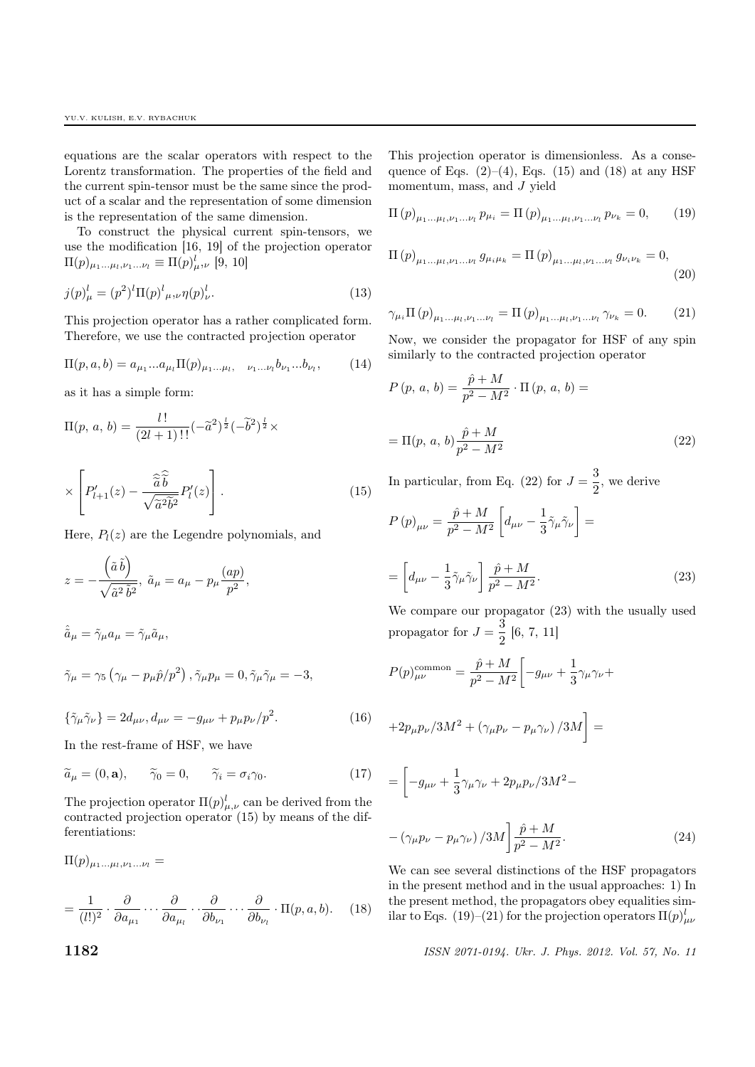equations are the scalar operators with respect to the Lorentz transformation. The properties of the field and the current spin-tensor must be the same since the product of a scalar and the representation of some dimension is the representation of the same dimension.

To construct the physical current spin-tensors, we use the modification [16, 19] of the projection operator $\Pi(p)_{\mu_1...\mu_l,\nu_1...\nu_l} \equiv \Pi(p)^l_{\mu,\nu}$ [9, 10]

$$j(p)^l_\mu = (p^2)^l \Pi(p)^l{}_{\mu,\nu} \eta(p)^l_\nu. \tag{13}$$

This projection operator has a rather complicated form. Therefore, we use the contracted projection operator

$$\Pi(p, a, b) = a_{\mu_1}...a_{\mu_l} \Pi(p)_{\mu_1...\mu_l,\quad \nu_1...\nu_l} b_{\nu_1}...b_{\nu_l}, \tag{14}$$

as it has a simple form:

$$\Pi(p,\, a,\, b) = \frac{l\,!}{(2l+1)\,!\,!} (-\widetilde{a}^2)^{\frac{l}{2}} (-\widetilde{b}^2)^{\frac{l}{2}} \times$$

$$\times \left[ P'_{l+1}(z) - \frac{\widehat{\widetilde{a}}\,\widehat{\widetilde{b}}}{\sqrt{\widetilde{a}^2 \widetilde{b}^2}} P'_l(z) \right]. \tag{15}$$

Here, $P_l(z)$ are the Legendre polynomials, and

$$z = -\frac{\left(\tilde{a}\,\tilde{b}\right)}{\sqrt{\tilde{a}^2\,\tilde{b}^2}},\ \tilde{a}_\mu = a_\mu - p_\mu \frac{(ap)}{p^2},$$

$$\hat{\tilde{a}}_\mu = \tilde{\gamma}_\mu a_\mu = \tilde{\gamma}_\mu \tilde{a}_\mu,$$

$$\tilde{\gamma}_\mu = \gamma_5 \left(\gamma_\mu - p_\mu \hat{p}/p^2\right), \tilde{\gamma}_\mu p_\mu = 0, \tilde{\gamma}_\mu \tilde{\gamma}_\mu = -3,$$

$$\{\tilde{\gamma}_\mu \tilde{\gamma}_\nu\} = 2d_{\mu\nu}, d_{\mu\nu} = -g_{\mu\nu} + p_\mu p_\nu / p^2. \tag{16}$$

In the rest-frame of HSF, we have

$$\widetilde{a}_\mu = (0, \mathbf{a}), \qquad \widetilde{\gamma}_0 = 0, \qquad \widetilde{\gamma}_i = \sigma_i \gamma_0. \tag{17}$$

The projection operator $\Pi(p)^l_{\mu,\nu}$ can be derived from the contracted projection operator (15) by means of the differentiations:

$$\Pi(p)_{\mu_1...\mu_l,\nu_1...\nu_l} =$$

$$= \frac{1}{(l!)^2} \cdot \frac{\partial}{\partial a_{\mu_1}} \cdots \frac{\partial}{\partial a_{\mu_l}} \cdot \cdot \frac{\partial}{\partial b_{\nu_1}} \cdots \frac{\partial}{\partial b_{\nu_l}} \cdot \Pi(p, a, b). \tag{18}$$

This projection operator is dimensionless. As a consequence of Eqs. (2)–(4), Eqs. (15) and (18) at any HSF momentum, mass, and $J$ yield

$$\Pi\,(p)_{\mu_1...\mu_l,\nu_1...\nu_l}\, p_{\mu_i} = \Pi\,(p)_{\mu_1...\mu_l,\nu_1...\nu_l}\, p_{\nu_k} = 0, \tag{19}$$

$$\Pi\,(p)_{\mu_1...\mu_l,\nu_1...\nu_l}\, g_{\mu_i \mu_k} = \Pi\,(p)_{\mu_1...\mu_l,\nu_1...\nu_l}\, g_{\nu_i \nu_k} = 0, \tag{20}$$

$$\gamma_{\mu_i} \Pi\,(p)_{\mu_1...\mu_l,\nu_1...\nu_l} = \Pi\,(p)_{\mu_1...\mu_l,\nu_1...\nu_l}\, \gamma_{\nu_k} = 0. \tag{21}$$

Now, we consider the propagator for HSF of any spin similarly to the contracted projection operator

$$P\,(p,\, a,\, b) = \frac{\hat{p} + M}{p^2 - M^2} \cdot \Pi\,(p,\, a,\, b) =$$

$$= \Pi(p,\, a,\, b) \frac{\hat{p} + M}{p^2 - M^2} \tag{22}$$

In particular, from Eq. (22) for $J = \dfrac{3}{2}$, we derive

$$P\,(p)_{\mu\nu} = \frac{\hat{p} + M}{p^2 - M^2} \left[ d_{\mu\nu} - \frac{1}{3} \tilde{\gamma}_\mu \tilde{\gamma}_\nu \right] =$$

$$= \left[ d_{\mu\nu} - \frac{1}{3} \tilde{\gamma}_\mu \tilde{\gamma}_\nu \right] \frac{\hat{p} + M}{p^2 - M^2}. \tag{23}$$

We compare our propagator (23) with the usually used propagator for $J = \dfrac{3}{2}$ [6, 7, 11]

$$P(p)^{\text{common}}_{\mu\nu} = \frac{\hat{p} + M}{p^2 - M^2} \bigg[ -g_{\mu\nu} + \frac{1}{3} \gamma_\mu \gamma_\nu +$$

$$+ 2 p_\mu p_\nu / 3M^2 + \left(\gamma_\mu p_\nu - p_\mu \gamma_\nu\right) / 3M \bigg] =$$

$$= \bigg[ -g_{\mu\nu} + \frac{1}{3} \gamma_\mu \gamma_\nu + 2 p_\mu p_\nu / 3M^2 -$$

$$- \left(\gamma_\mu p_\nu - p_\mu \gamma_\nu\right) / 3M \bigg] \frac{\hat{p} + M}{p^2 - M^2}. \tag{24}$$

We can see several distinctions of the HSF propagators in the present method and in the usual approaches: 1) In the present method, the propagators obey equalities similar to Eqs. (19)–(21) for the projection operators $\Pi(p)^l_{\mu\nu}$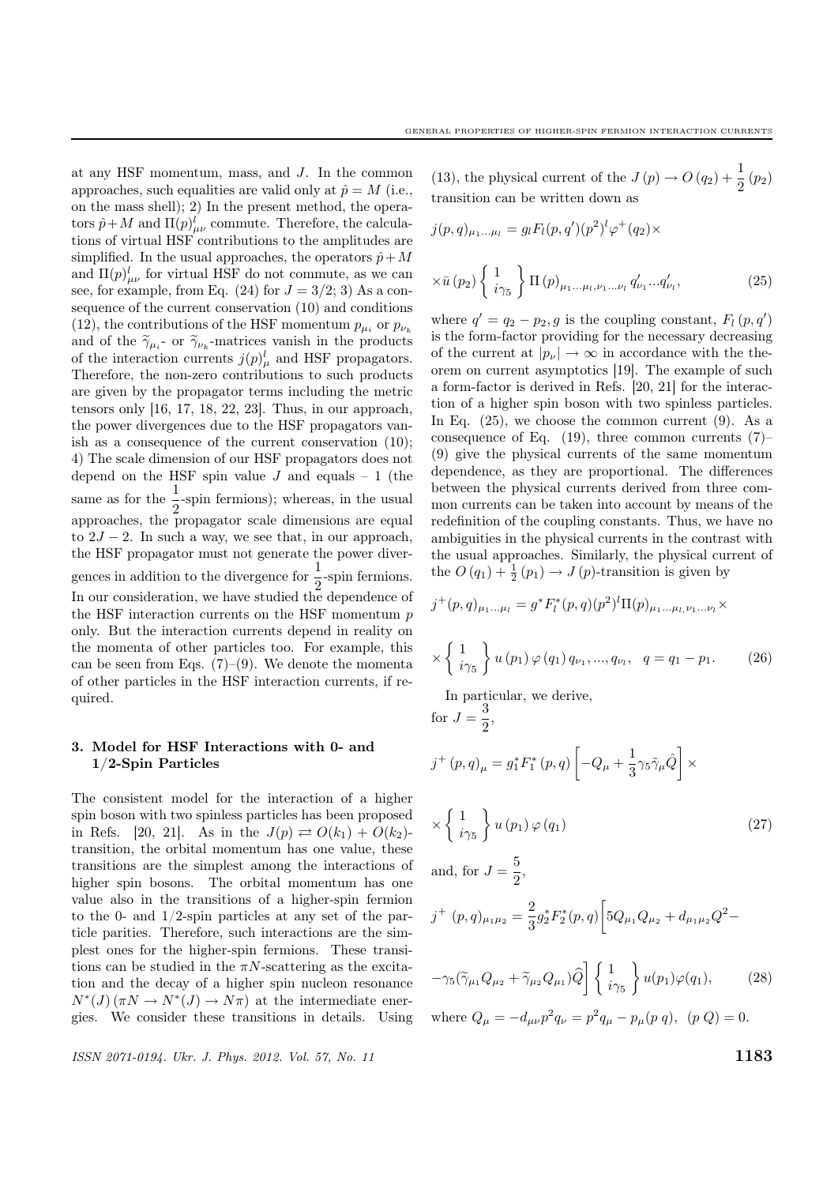at any HSF momentum, mass, and $J$. In the common approaches, such equalities are valid only at $\hat{p} = M$ (i.e., on the mass shell); 2) In the present method, the operators $\hat{p}+M$ and $\Pi(p)^l_{\mu\nu}$ commute. Therefore, the calculations of virtual HSF contributions to the amplitudes are simplified. In the usual approaches, the operators $\hat{p}+M$ and $\Pi(p)^l_{\mu\nu}$ for virtual HSF do not commute, as we can see, for example, from Eq. (24) for $J = 3/2$; 3) As a consequence of the current conservation (10) and conditions (12), the contributions of the HSF momentum $p_{\mu_i}$ or $p_{\nu_k}$ and of the $\widetilde{\gamma}_{\mu_i}$- or $\widetilde{\gamma}_{\nu_k}$-matrices vanish in the products of the interaction currents $j(p)^l_\mu$ and HSF propagators. Therefore, the non-zero contributions to such products are given by the propagator terms including the metric tensors only [16, 17, 18, 22, 23]. Thus, in our approach, the power divergences due to the HSF propagators vanish as a consequence of the current conservation (10); 4) The scale dimension of our HSF propagators does not depend on the HSF spin value $J$ and equals – 1 (the same as for the $\frac{1}{2}$-spin fermions); whereas, in the usual approaches, the propagator scale dimensions are equal to $2J-2$. In such a way, we see that, in our approach, the HSF propagator must not generate the power divergences in addition to the divergence for $\frac{1}{2}$-spin fermions. In our consideration, we have studied the dependence of the HSF interaction currents on the HSF momentum $p$ only. But the interaction currents depend in reality on the momenta of other particles too. For example, this can be seen from Eqs. (7)–(9). We denote the momenta of other particles in the HSF interaction currents, if required.

## 3. Model for HSF Interactions with 0- and 1/2-Spin Particles

The consistent model for the interaction of a higher spin boson with two spinless particles has been proposed in Refs. [20, 21]. As in the $J(p) \rightleftarrows O(k_1) + O(k_2)$-transition, the orbital momentum has one value, these transitions are the simplest among the interactions of higher spin bosons. The orbital momentum has one value also in the transitions of a higher-spin fermion to the 0- and 1/2-spin particles at any set of the particle parities. Therefore, such interactions are the simplest ones for the higher-spin fermions. These transitions can be studied in the $\pi N$-scattering as the excitation and the decay of a higher spin nucleon resonance $N^*(J)\,(\pi N \to N^*(J) \to N\pi)$ at the intermediate energies. We consider these transitions in details. Using (13), the physical current of the $J(p) \to O(q_2) + \frac{1}{2}(p_2)$ transition can be written down as

$$j(p,q)_{\mu_1\ldots\mu_l} = g_l F_l(p,q')(p^2)^l \varphi^+(q_2)\times$$

$$\times \bar{u}(p_2) \begin{Bmatrix} 1 \\ i\gamma_5 \end{Bmatrix} \Pi(p)_{\mu_1\ldots\mu_l,\nu_1\ldots\nu_l} q'_{\nu_1}\ldots q'_{\nu_l}, \tag{25}$$

where $q' = q_2 - p_2, g$ is the coupling constant, $F_l(p,q')$ is the form-factor providing for the necessary decreasing of the current at $|p_\nu| \to \infty$ in accordance with the theorem on current asymptotics [19]. The example of such a form-factor is derived in Refs. [20, 21] for the interaction of a higher spin boson with two spinless particles. In Eq. (25), we choose the common current (9). As a consequence of Eq. (19), three common currents (7)–(9) give the physical currents of the same momentum dependence, as they are proportional. The differences between the physical currents derived from three common currents can be taken into account by means of the redefinition of the coupling constants. Thus, we have no ambiguities in the physical currents in the contrast with the usual approaches. Similarly, the physical current of the $O(q_1) + \frac{1}{2}(p_1) \to J(p)$-transition is given by

$$j^+(p,q)_{\mu_1\ldots\mu_l} = g^* F_l^*(p,q)(p^2)^l \Pi(p)_{\mu_1\ldots\mu_l,\nu_1\ldots\nu_l}\times$$

$$\times \begin{Bmatrix} 1 \\ i\gamma_5 \end{Bmatrix} u(p_1)\,\varphi(q_1)\, q_{\nu_1},\ldots,q_{\nu_l}, \quad q = q_1 - p_1. \tag{26}$$

In particular, we derive,
for $J = \frac{3}{2}$,

$$j^+(p,q)_\mu = g_1^* F_1^*(p,q)\left[-Q_\mu + \frac{1}{3}\gamma_5\tilde{\gamma}_\mu\hat{Q}\right]\times$$

$$\times \begin{Bmatrix} 1 \\ i\gamma_5 \end{Bmatrix} u(p_1)\,\varphi(q_1) \tag{27}$$

and, for $J = \frac{5}{2}$,

$$j^+(p,q)_{\mu_1\mu_2} = \frac{2}{3} g_2^* F_2^*(p,q)\Big[5Q_{\mu_1}Q_{\mu_2} + d_{\mu_1\mu_2}Q^2 -$$

$$-\gamma_5(\widetilde{\gamma}_{\mu_1}Q_{\mu_2} + \widetilde{\gamma}_{\mu_2}Q_{\mu_1})\widehat{Q}\Big] \begin{Bmatrix} 1 \\ i\gamma_5 \end{Bmatrix} u(p_1)\varphi(q_1), \tag{28}$$

where $Q_\mu = -d_{\mu\nu}p^2 q_\nu = p^2 q_\mu - p_\mu(p\,q),\ \ (p\,Q) = 0$.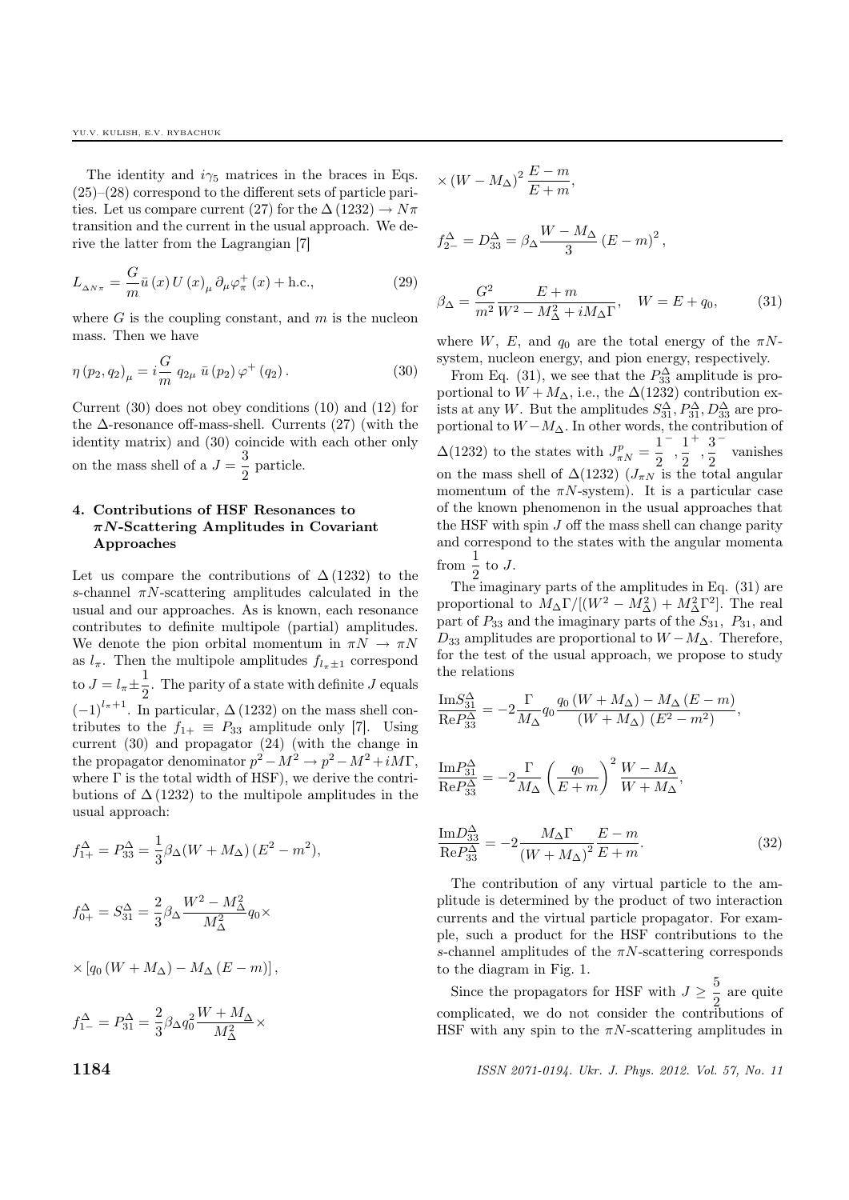The identity and $i\gamma_5$ matrices in the braces in Eqs. (25)–(28) correspond to the different sets of particle parities. Let us compare current (27) for the $\Delta(1232) \to N\pi$ transition and the current in the usual approach. We derive the latter from the Lagrangian [7]

$$L_{\Delta N\pi} = \frac{G}{m}\bar{u}(x)\,U(x)_\mu\,\partial_\mu\varphi_\pi^+(x) + \text{h.c.}, \tag{29}$$

where $G$ is the coupling constant, and $m$ is the nucleon mass. Then we have

$$\eta(p_2, q_2)_\mu = i\frac{G}{m}\,q_{2\mu}\,\bar{u}(p_2)\,\varphi^+(q_2). \tag{30}$$

Current (30) does not obey conditions (10) and (12) for the $\Delta$-resonance off-mass-shell. Currents (27) (with the identity matrix) and (30) coincide with each other only on the mass shell of a $J = \frac{3}{2}$ particle.

## 4. Contributions of HSF Resonances to $\pi N$-Scattering Amplitudes in Covariant Approaches

Let us compare the contributions of $\Delta(1232)$ to the $s$-channel $\pi N$-scattering amplitudes calculated in the usual and our approaches. As is known, each resonance contributes to definite multipole (partial) amplitudes. We denote the pion orbital momentum in $\pi N \to \pi N$ as $l_\pi$. Then the multipole amplitudes $f_{l_\pi \pm 1}$ correspond to $J = l_\pi \pm \frac{1}{2}$. The parity of a state with definite $J$ equals $(-1)^{l_\pi+1}$. In particular, $\Delta(1232)$ on the mass shell contributes to the $f_{1+} \equiv P_{33}$ amplitude only [7]. Using current (30) and propagator (24) (with the change in the propagator denominator $p^2 - M^2 \to p^2 - M^2 + iM\Gamma$, where $\Gamma$ is the total width of HSF), we derive the contributions of $\Delta(1232)$ to the multipole amplitudes in the usual approach:

$$f_{1+}^\Delta = P_{33}^\Delta = \frac{1}{3}\beta_\Delta (W + M_\Delta)\,(E^2 - m^2),$$

$$f_{0+}^\Delta = S_{31}^\Delta = \frac{2}{3}\beta_\Delta \frac{W^2 - M_\Delta^2}{M_\Delta^2} q_0 \times$$

$$\times\left[q_0\,(W + M_\Delta) - M_\Delta\,(E - m)\right],$$

$$f_{1-}^\Delta = P_{31}^\Delta = \frac{2}{3}\beta_\Delta q_0^2 \frac{W + M_\Delta}{M_\Delta^2} \times$$

$$\times\,(W - M_\Delta)^2\,\frac{E - m}{E + m},$$

$$f_{2-}^\Delta = D_{33}^\Delta = \beta_\Delta \frac{W - M_\Delta}{3}\,(E - m)^2,$$

$$\beta_\Delta = \frac{G^2}{m^2}\frac{E + m}{W^2 - M_\Delta^2 + iM_\Delta\Gamma}, \quad W = E + q_0, \tag{31}$$

where $W$, $E$, and $q_0$ are the total energy of the $\pi N$-system, nucleon energy, and pion energy, respectively.

From Eq. (31), we see that the $P_{33}^\Delta$ amplitude is proportional to $W + M_\Delta$, i.e., the $\Delta(1232)$ contribution exists at any $W$. But the amplitudes $S_{31}^\Delta, P_{31}^\Delta, D_{33}^\Delta$ are proportional to $W - M_\Delta$. In other words, the contribution of $\Delta(1232)$ to the states with $J_{\pi N}^p = \frac{1}{2}^-, \frac{1}{2}^+, \frac{3}{2}^-$ vanishes on the mass shell of $\Delta(1232)$ ($J_{\pi N}$ is the total angular momentum of the $\pi N$-system). It is a particular case of the known phenomenon in the usual approaches that the HSF with spin $J$ off the mass shell can change parity and correspond to the states with the angular momenta from $\frac{1}{2}$ to $J$.

The imaginary parts of the amplitudes in Eq. (31) are proportional to $M_\Delta\Gamma/[(W^2 - M_\Delta^2) + M_\Delta^2\Gamma^2]$. The real part of $P_{33}$ and the imaginary parts of the $S_{31}$, $P_{31}$, and $D_{33}$ amplitudes are proportional to $W - M_\Delta$. Therefore, for the test of the usual approach, we propose to study the relations

$$\frac{\text{Im}S_{31}^\Delta}{\text{Re}P_{33}^\Delta} = -2\frac{\Gamma}{M_\Delta}q_0\frac{q_0\,(W + M_\Delta) - M_\Delta\,(E - m)}{(W + M_\Delta)\,(E^2 - m^2)},$$

$$\frac{\text{Im}P_{31}^\Delta}{\text{Re}P_{33}^\Delta} = -2\frac{\Gamma}{M_\Delta}\left(\frac{q_0}{E + m}\right)^2\frac{W - M_\Delta}{W + M_\Delta},$$

$$\frac{\text{Im}D_{33}^\Delta}{\text{Re}P_{33}^\Delta} = -2\frac{M_\Delta\Gamma}{(W + M_\Delta)^2}\frac{E - m}{E + m}. \tag{32}$$

The contribution of any virtual particle to the amplitude is determined by the product of two interaction currents and the virtual particle propagator. For example, such a product for the HSF contributions to the $s$-channel amplitudes of the $\pi N$-scattering corresponds to the diagram in Fig. 1.

Since the propagators for HSF with $J \geq \frac{5}{2}$ are quite complicated, we do not consider the contributions of HSF with any spin to the $\pi N$-scattering amplitudes in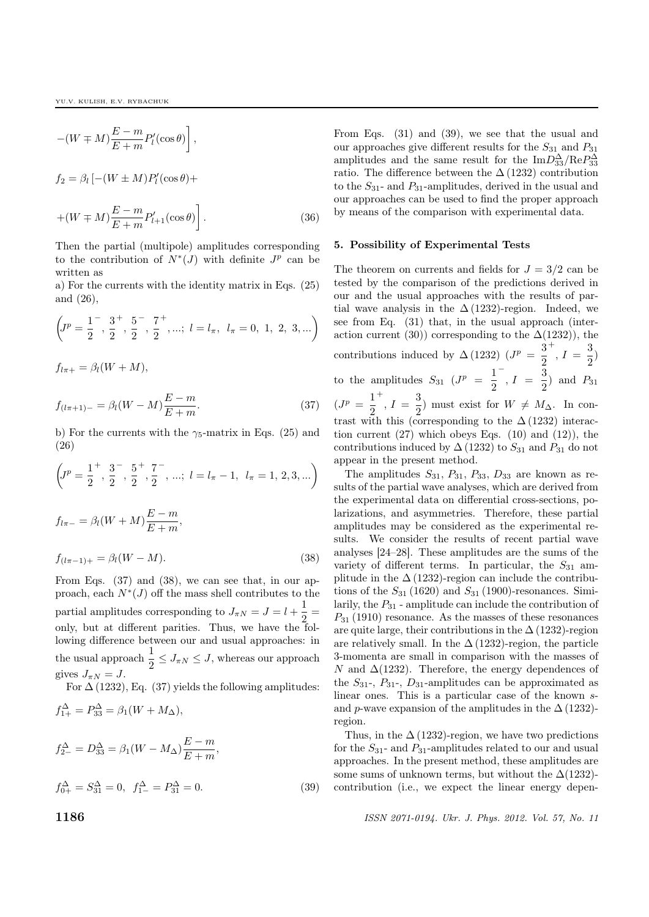$$-(W \mp M)\frac{E-m}{E+m}P_l'(\cos\theta)\Bigg],$$

$$f_2 = \beta_l\left[-(W \pm M)P_l'(\cos\theta)+\right.$$

$$\left.+(W \mp M)\frac{E-m}{E+m}P_{l+1}'(\cos\theta)\right]. \tag{36}$$

Then the partial (multipole) amplitudes corresponding to the contribution of $N^*(J)$ with definite $J^p$ can be written as

a) For the currents with the identity matrix in Eqs. (25) and (26),

$$\left(J^p = \frac{1}{2}^-, \frac{3}{2}^+, \frac{5}{2}^-, \frac{7}{2}^+, ...;\ l = l_\pi,\ l_\pi = 0,\ 1,\ 2,\ 3, ...\right)$$

$$f_{l\pi+} = \beta_l(W+M),$$

$$f_{(l\pi+1)-} = \beta_l(W-M)\frac{E-m}{E+m}. \tag{37}$$

b) For the currents with the $\gamma_5$-matrix in Eqs. (25) and (26)

$$\left(J^p = \frac{1}{2}^+, \frac{3}{2}^-, \frac{5}{2}^+, \frac{7}{2}^-, ...;\ l = l_\pi - 1,\ l_\pi = 1, 2, 3, ...\right)$$

$$f_{l\pi-} = \beta_l(W+M)\frac{E-m}{E+m},$$

$$f_{(l\pi-1)+} = \beta_l(W-M). \tag{38}$$

From Eqs. (37) and (38), we can see that, in our approach, each $N^*(J)$ off the mass shell contributes to the partial amplitudes corresponding to $J_{\pi N} = J = l + \frac{1}{2} =$ only, but at different parities. Thus, we have the following difference between our and usual approaches: in the usual approach $\frac{1}{2} \le J_{\pi N} \le J$, whereas our approach gives $J_{\pi N} = J$.

For $\Delta\,(1232)$, Eq. (37) yields the following amplitudes:

$$f_{1+}^{\Delta} = P_{33}^{\Delta} = \beta_1(W + M_\Delta),$$

$$f_{2-}^{\Delta} = D_{33}^{\Delta} = \beta_1(W - M_\Delta)\frac{E-m}{E+m},$$

$$f_{0+}^{\Delta} = S_{31}^{\Delta} = 0,\ \ f_{1-}^{\Delta} = P_{31}^{\Delta} = 0. \tag{39}$$

From Eqs. (31) and (39), we see that the usual and our approaches give different results for the $S_{31}$ and $P_{31}$ amplitudes and the same result for the $\mathrm{Im}D_{33}^{\Delta}/\mathrm{Re}P_{33}^{\Delta}$ ratio. The difference between the $\Delta\,(1232)$ contribution to the $S_{31}$- and $P_{31}$-amplitudes, derived in the usual and our approaches can be used to find the proper approach by means of the comparison with experimental data.

## 5. Possibility of Experimental Tests

The theorem on currents and fields for $J = 3/2$ can be tested by the comparison of the predictions derived in our and the usual approaches with the results of partial wave analysis in the $\Delta\,(1232)$-region. Indeed, we see from Eq. (31) that, in the usual approach (interaction current (30)) corresponding to the $\Delta(1232)$), the contributions induced by $\Delta\,(1232)$ ($J^p = \frac{3}{2}^+$, $I = \frac{3}{2}$) to the amplitudes $S_{31}$ ($J^p = \frac{1}{2}^-$, $I = \frac{3}{2}$) and $P_{31}$ ($J^p = \frac{1}{2}^+$, $I = \frac{3}{2}$) must exist for $W \neq M_\Delta$. In contrast with this (corresponding to the $\Delta\,(1232)$ interaction current (27) which obeys Eqs. (10) and (12)), the contributions induced by $\Delta\,(1232)$ to $S_{31}$ and $P_{31}$ do not appear in the present method.

The amplitudes $S_{31}$, $P_{31}$, $P_{33}$, $D_{33}$ are known as results of the partial wave analyses, which are derived from the experimental data on differential cross-sections, polarizations, and asymmetries. Therefore, these partial amplitudes may be considered as the experimental results. We consider the results of recent partial wave analyses [24–28]. These amplitudes are the sums of the variety of different terms. In particular, the $S_{31}$ amplitude in the $\Delta\,(1232)$-region can include the contributions of the $S_{31}\,(1620)$ and $S_{31}\,(1900)$-resonances. Similarly, the $P_{31}$ - amplitude can include the contribution of $P_{31}\,(1910)$ resonance. As the masses of these resonances are quite large, their contributions in the $\Delta\,(1232)$-region are relatively small. In the $\Delta\,(1232)$-region, the particle 3-momenta are small in comparison with the masses of $N$ and $\Delta(1232)$. Therefore, the energy dependences of the $S_{31}$-, $P_{31}$-, $D_{31}$-amplitudes can be approximated as linear ones. This is a particular case of the known $s$- and $p$-wave expansion of the amplitudes in the $\Delta\,(1232)$-region.

Thus, in the $\Delta\,(1232)$-region, we have two predictions for the $S_{31}$- and $P_{31}$-amplitudes related to our and usual approaches. In the present method, these amplitudes are some sums of unknown terms, but without the $\Delta(1232)$-contribution (i.e., we expect the linear energy depen-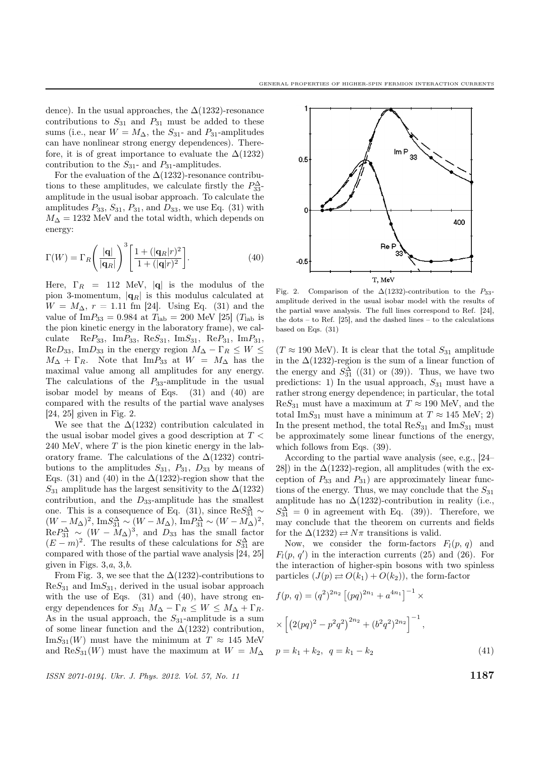dence). In the usual approaches, the $\Delta(1232)$-resonance contributions to $S_{31}$ and $P_{31}$ must be added to these sums (i.e., near $W = M_\Delta$, the $S_{31}$- and $P_{31}$-amplitudes can have nonlinear strong energy dependences). Therefore, it is of great importance to evaluate the $\Delta(1232)$ contribution to the $S_{31}$- and $P_{31}$-amplitudes.

For the evaluation of the $\Delta(1232)$-resonance contributions to these amplitudes, we calculate firstly the $P_{33}^\Delta$-amplitude in the usual isobar approach. To calculate the amplitudes $P_{33}$, $S_{31}$, $P_{31}$, and $D_{33}$, we use Eq. (31) with $M_\Delta = 1232$ MeV and the total width, which depends on energy:

$$\Gamma(W) = \Gamma_R \left(\frac{|\mathbf{q}|}{|\mathbf{q}_R|}\right)^3 \left[\frac{1 + (|\mathbf{q}_R| r)^2}{1 + (|\mathbf{q}| r)^2}\right]. \tag{40}$$

Here, $\Gamma_R = 112$ MeV, $|\mathbf{q}|$ is the modulus of the pion 3-momentum, $|\mathbf{q}_R|$ is this modulus calculated at $W = M_\Delta$, $r = 1.11$ fm [24]. Using Eq. (31) and the value of $\mathrm{Im}P_{33} = 0.984$ at $T_{\mathrm{lab}} = 200$ MeV [25] ($T_{\mathrm{lab}}$ is the pion kinetic energy in the laboratory frame), we calculate $\mathrm{Re}P_{33}$, $\mathrm{Im}P_{33}$, $\mathrm{Re}S_{31}$, $\mathrm{Im}S_{31}$, $\mathrm{Re}P_{31}$, $\mathrm{Im}P_{31}$, $\mathrm{Re}D_{33}$, $\mathrm{Im}D_{33}$ in the energy region $M_\Delta - \Gamma_R \leq W \leq M_\Delta + \Gamma_R$. Note that $\mathrm{Im}P_{33}$ at $W = M_\Delta$ has the maximal value among all amplitudes for any energy. The calculations of the $P_{33}$-amplitude in the usual isobar model by means of Eqs. (31) and (40) are compared with the results of the partial wave analyses [24, 25] given in Fig. 2.

Fig. 2. Comparison of the $\Delta(1232)$-contribution to the $P_{33}$-amplitude derived in the usual isobar model with the results of the partial wave analysis. The full lines correspond to Ref. [24], the dots – to Ref. [25], and the dashed lines – to the calculations based on Eqs. (31)

We see that the $\Delta(1232)$ contribution calculated in the usual isobar model gives a good description at $T < 240$ MeV, where $T$ is the pion kinetic energy in the laboratory frame. The calculations of the $\Delta(1232)$ contributions to the amplitudes $S_{31}$, $P_{31}$, $D_{33}$ by means of Eqs. (31) and (40) in the $\Delta(1232)$-region show that the $S_{31}$ amplitude has the largest sensitivity to the $\Delta(1232)$ contribution, and the $D_{33}$-amplitude has the smallest one. This is a consequence of Eq. (31), since $\mathrm{Re}S_{31}^\Delta \sim (W - M_\Delta)^2$, $\mathrm{Im}S_{31}^\Delta \sim (W - M_\Delta)$, $\mathrm{Im}P_{31}^\Delta \sim (W - M_\Delta)^2$, $\mathrm{Re}P_{31}^\Delta \sim (W - M_\Delta)^3$, and $D_{33}$ has the small factor $(E - m)^2$. The results of these calculations for $S_{31}^\Delta$ are compared with those of the partial wave analysis [24, 25] given in Figs. 3,*a*, 3,*b*.

From Fig. 3, we see that the $\Delta(1232)$-contributions to $\mathrm{Re}S_{31}$ and $\mathrm{Im}S_{31}$, derived in the usual isobar approach with the use of Eqs. (31) and (40), have strong energy dependences for $S_{31}$ $M_\Delta - \Gamma_R \leq W \leq M_\Delta + \Gamma_R$. As in the usual approach, the $S_{31}$-amplitude is a sum of some linear function and the $\Delta(1232)$ contribution, $\mathrm{Im}S_{31}(W)$ must have the minimum at $T \approx 145$ MeV and $\mathrm{Re}S_{31}(W)$ must have the maximum at $W = M_\Delta$ ($T \approx 190$ MeV). It is clear that the total $S_{31}$ amplitude in the $\Delta(1232)$-region is the sum of a linear function of the energy and $S_{31}^\Delta$ ((31) or (39)). Thus, we have two predictions: 1) In the usual approach, $S_{31}$ must have a rather strong energy dependence; in particular, the total $\mathrm{Re}S_{31}$ must have a maximum at $T \approx 190$ MeV, and the total $\mathrm{Im}S_{31}$ must have a minimum at $T \approx 145$ MeV; 2) In the present method, the total $\mathrm{Re}S_{31}$ and $\mathrm{Im}S_{31}$ must be approximately some linear functions of the energy, which follows from Eqs. (39).

According to the partial wave analysis (see, e.g., [24–28]) in the $\Delta(1232)$-region, all amplitudes (with the exception of $P_{33}$ and $P_{31}$) are approximately linear functions of the energy. Thus, we may conclude that the $S_{31}$ amplitude has no $\Delta(1232)$-contribution in reality (i.e., $S_{31}^\Delta = 0$ in agreement with Eq. (39)). Therefore, we may conclude that the theorem on currents and fields for the $\Delta(1232) \rightleftarrows N\pi$ transitions is valid.

Now, we consider the form-factors $F_l(p, q)$ and $F_l(p, q')$ in the interaction currents (25) and (26). For the interaction of higher-spin bosons with two spinless particles ($J(p) \rightleftarrows O(k_1) + O(k_2)$), the form-factor

$$f(p, q) = (q^2)^{2n_2} \left[(pq)^{2n_1} + a^{4n_1}\right]^{-1} \times$$
$$\times \left[\left(2(pq)^2 - p^2 q^2\right)^{2n_2} + (b^2 q^2)^{2n_2}\right]^{-1},$$
$$p = k_1 + k_2, \;\; q = k_1 - k_2 \tag{41}$$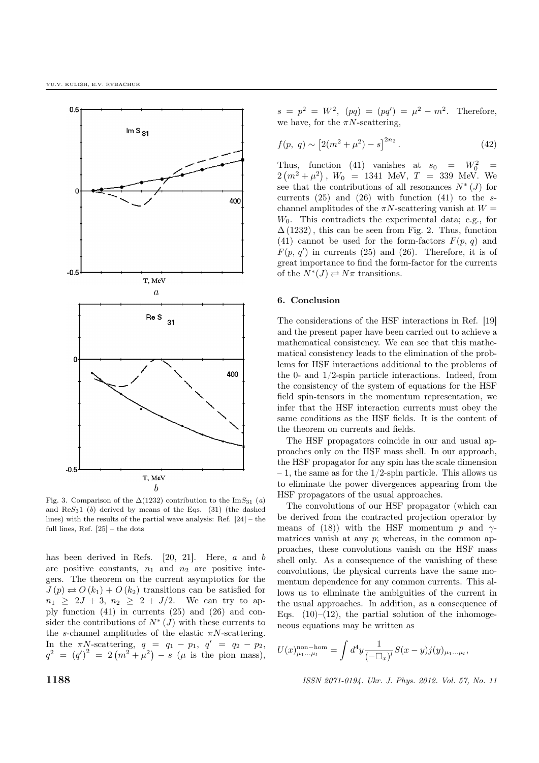Fig. 3. Comparison of the $\Delta(1232)$ contribution to the $\mathrm{Im}S_{31}$ ($a$) and $\mathrm{Re}S_31$ ($b$) derived by means of the Eqs. (31) (the dashed lines) with the results of the partial wave analysis: Ref. [24] – the full lines, Ref. [25] – the dots

has been derived in Refs. [20, 21]. Here, $a$ and $b$ are positive constants, $n_1$ and $n_2$ are positive integers. The theorem on the current asymptotics for the $J(p) \rightleftarrows O(k_1) + O(k_2)$ transitions can be satisfied for $n_1 \geq 2J + 3$, $n_2 \geq 2 + J/2$. We can try to apply function (41) in currents (25) and (26) and consider the contributions of $N^*(J)$ with these currents to the $s$-channel amplitudes of the elastic $\pi N$-scattering. In the $\pi N$-scattering, $q = q_1 - p_1$, $q' = q_2 - p_2$, $q^2 = (q')^2 = 2(m^2 + \mu^2) - s$ ($\mu$ is the pion mass), $s = p^2 = W^2$, $(pq) = (pq') = \mu^2 - m^2$. Therefore, we have, for the $\pi N$-scattering,

$$f(p,\ q) \sim \left[2(m^2 + \mu^2) - s\right]^{2n_2}. \tag{42}$$

Thus, function (41) vanishes at $s_0 = W_0^2 = 2(m^2 + \mu^2)$, $W_0 = 1341$ MeV, $T = 339$ MeV. We see that the contributions of all resonances $N^*(J)$ for currents (25) and (26) with function (41) to the $s$-channel amplitudes of the $\pi N$-scattering vanish at $W = W_0$. This contradicts the experimental data; e.g., for $\Delta(1232)$, this can be seen from Fig. 2. Thus, function (41) cannot be used for the form-factors $F(p,\ q)$ and $F(p,\ q')$ in currents (25) and (26). Therefore, it is of great importance to find the form-factor for the currents of the $N^*(J) \rightleftarrows N\pi$ transitions.

## 6. Conclusion

The considerations of the HSF interactions in Ref. [19] and the present paper have been carried out to achieve a mathematical consistency. We can see that this mathematical consistency leads to the elimination of the problems for HSF interactions additional to the problems of the 0- and 1/2-spin particle interactions. Indeed, from the consistency of the system of equations for the HSF field spin-tensors in the momentum representation, we infer that the HSF interaction currents must obey the same conditions as the HSF fields. It is the content of the theorem on currents and fields.

The HSF propagators coincide in our and usual approaches only on the HSF mass shell. In our approach, the HSF propagator for any spin has the scale dimension – 1, the same as for the 1/2-spin particle. This allows us to eliminate the power divergences appearing from the HSF propagators of the usual approaches.

The convolutions of our HSF propagator (which can be derived from the contracted projection operator by means of (18)) with the HSF momentum $p$ and $\gamma$-matrices vanish at any $p$; whereas, in the common approaches, these convolutions vanish on the HSF mass shell only. As a consequence of the vanishing of these convolutions, the physical currents have the same momentum dependence for any common currents. This allows us to eliminate the ambiguities of the current in the usual approaches. In addition, as a consequence of Eqs. (10)–(12), the partial solution of the inhomogeneous equations may be written as

$$U(x)^{\mathrm{non-hom}}_{\mu_1 \ldots \mu_l} = \int d^4y \frac{1}{(-\Box_x)^l} S(x-y) j(y)_{\mu_1 \ldots \mu_l},$$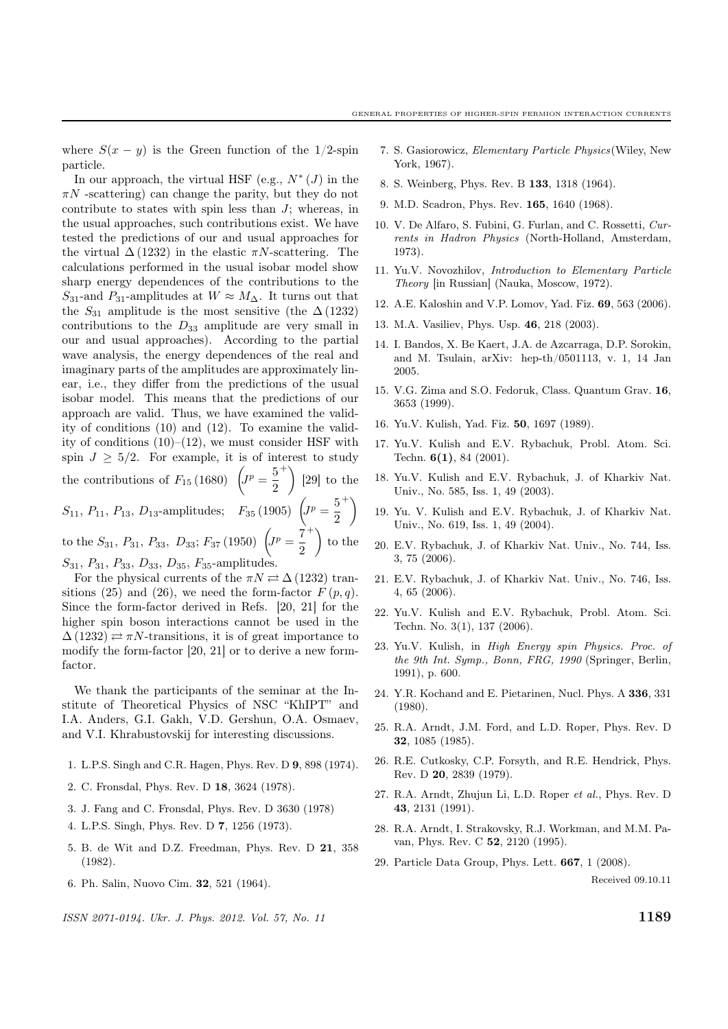where $S(x-y)$ is the Green function of the 1/2-spin particle.

In our approach, the virtual HSF (e.g., $N^*(J)$ in the $\pi N$ -scattering) can change the parity, but they do not contribute to states with spin less than $J$; whereas, in the usual approaches, such contributions exist. We have tested the predictions of our and usual approaches for the virtual $\Delta(1232)$ in the elastic $\pi N$-scattering. The calculations performed in the usual isobar model show sharp energy dependences of the contributions to the $S_{31}$-and $P_{31}$-amplitudes at $W \approx M_\Delta$. It turns out that the $S_{31}$ amplitude is the most sensitive (the $\Delta(1232)$ contributions to the $D_{33}$ amplitude are very small in our and usual approaches). According to the partial wave analysis, the energy dependences of the real and imaginary parts of the amplitudes are approximately linear, i.e., they differ from the predictions of the usual isobar model. This means that the predictions of our approach are valid. Thus, we have examined the validity of conditions (10) and (12). To examine the validity of conditions (10)–(12), we must consider HSF with spin $J \geq 5/2$. For example, it is of interest to study the contributions of $F_{15}(1680)$ $\left(J^p = \frac{5}{2}^+\right)$ [29] to the $S_{11}$, $P_{11}$, $P_{13}$, $D_{13}$-amplitudes; $F_{35}(1905)$ $\left(J^p = \frac{5}{2}^+\right)$ to the $S_{31}$, $P_{31}$, $P_{33}$, $D_{33}$; $F_{37}(1950)$ $\left(J^p = \frac{7}{2}^+\right)$ to the $S_{31}$, $P_{31}$, $P_{33}$, $D_{33}$, $D_{35}$, $F_{35}$-amplitudes.

For the physical currents of the $\pi N \rightleftarrows \Delta(1232)$ transitions (25) and (26), we need the form-factor $F(p,q)$. Since the form-factor derived in Refs. [20, 21] for the higher spin boson interactions cannot be used in the $\Delta(1232) \rightleftarrows \pi N$-transitions, it is of great importance to modify the form-factor [20, 21] or to derive a new form-factor.

We thank the participants of the seminar at the Institute of Theoretical Physics of NSC "KhIPT" and I.A. Anders, G.I. Gakh, V.D. Gershun, O.A. Osmaev, and V.I. Khrabustovskij for interesting discussions.

1. L.P.S. Singh and C.R. Hagen, Phys. Rev. D **9**, 898 (1974).
2. C. Fronsdal, Phys. Rev. D **18**, 3624 (1978).
3. J. Fang and C. Fronsdal, Phys. Rev. D 3630 (1978)
4. L.P.S. Singh, Phys. Rev. D **7**, 1256 (1973).
5. B. de Wit and D.Z. Freedman, Phys. Rev. D **21**, 358 (1982).
6. Ph. Salin, Nuovo Cim. **32**, 521 (1964).
7. S. Gasiorowicz, *Elementary Particle Physics*(Wiley, New York, 1967).
8. S. Weinberg, Phys. Rev. B **133**, 1318 (1964).
9. M.D. Scadron, Phys. Rev. **165**, 1640 (1968).
10. V. De Alfaro, S. Fubini, G. Furlan, and C. Rossetti, *Currents in Hadron Physics* (North-Holland, Amsterdam, 1973).
11. Yu.V. Novozhilov, *Introduction to Elementary Particle Theory* [in Russian] (Nauka, Moscow, 1972).
12. A.E. Kaloshin and V.P. Lomov, Yad. Fiz. **69**, 563 (2006).
13. M.A. Vasiliev, Phys. Usp. **46**, 218 (2003).
14. I. Bandos, X. Be Kaert, J.A. de Azcarraga, D.P. Sorokin, and M. Tsulain, arXiv: hep-th/0501113, v. 1, 14 Jan 2005.
15. V.G. Zima and S.O. Fedoruk, Class. Quantum Grav. **16**, 3653 (1999).
16. Yu.V. Kulish, Yad. Fiz. **50**, 1697 (1989).
17. Yu.V. Kulish and E.V. Rybachuk, Probl. Atom. Sci. Techn. **6(1)**, 84 (2001).
18. Yu.V. Kulish and E.V. Rybachuk, J. of Kharkiv Nat. Univ., No. 585, Iss. 1, 49 (2003).
19. Yu. V. Kulish and E.V. Rybachuk, J. of Kharkiv Nat. Univ., No. 619, Iss. 1, 49 (2004).
20. E.V. Rybachuk, J. of Kharkiv Nat. Univ., No. 744, Iss. 3, 75 (2006).
21. E.V. Rybachuk, J. of Kharkiv Nat. Univ., No. 746, Iss. 4, 65 (2006).
22. Yu.V. Kulish and E.V. Rybachuk, Probl. Atom. Sci. Techn. No. 3(1), 137 (2006).
23. Yu.V. Kulish, in *High Energy spin Physics. Proc. of the 9th Int. Symp., Bonn, FRG, 1990* (Springer, Berlin, 1991), p. 600.
24. Y.R. Kochand and E. Pietarinen, Nucl. Phys. A **336**, 331 (1980).
25. R.A. Arndt, J.M. Ford, and L.D. Roper, Phys. Rev. D **32**, 1085 (1985).
26. R.E. Cutkosky, C.P. Forsyth, and R.E. Hendrick, Phys. Rev. D **20**, 2839 (1979).
27. R.A. Arndt, Zhujun Li, L.D. Roper *et al.*, Phys. Rev. D **43**, 2131 (1991).
28. R.A. Arndt, I. Strakovsky, R.J. Workman, and M.M. Pavan, Phys. Rev. C **52**, 2120 (1995).
29. Particle Data Group, Phys. Lett. **667**, 1 (2008).

Received 09.10.11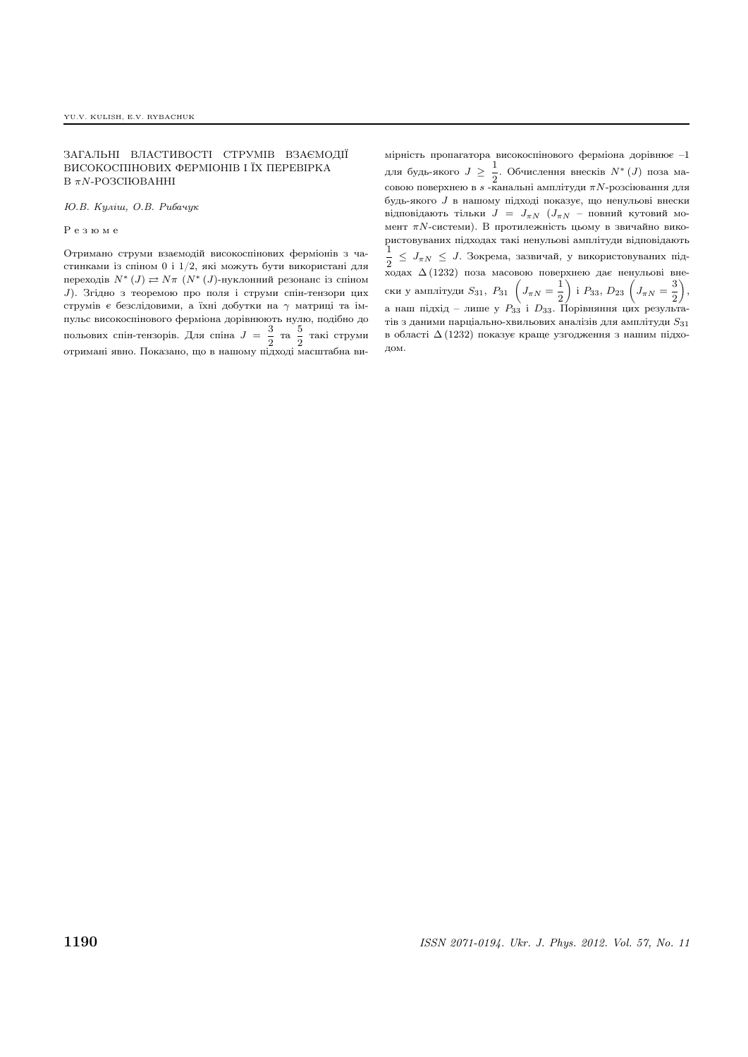## ЗАГАЛЬНІ ВЛАСТИВОСТІ СТРУМІВ ВЗАЄМОДІЇ ВИСОКОСПІНОВИХ ФЕРМІОНІВ І ЇХ ПЕРЕВІРКА В $\pi N$-РОЗСІЮВАННІ

*Ю.В. Куліш, О.В. Рибачук*

Р е з ю м е

Отримано струми взаємодій високоспінових ферміонів з частинками із спіном 0 і 1/2, які можуть бути використані для переходів $N^*(J) \rightleftarrows N\pi$ ($N^*(J)$-нуклонний резонанс із спіном $J$). Згідно з теоремою про поля і струми спін-тензори цих струмів є безслідовими, а їхні добутки на $\gamma$ матриці та імпульс високоспінового ферміона дорівнюють нулю, подібно до польових спін-тензорів. Для спіна $J = \frac{3}{2}$ та $\frac{5}{2}$ такі струми отримані явно. Показано, що в нашому підході масштабна вимірність пропагатора високоспінового ферміона дорівнює –1 для будь-якого $J \geq \frac{1}{2}$. Обчислення внесків $N^*(J)$ поза масовою поверхнею в $s$ -канальні амплітуди $\pi N$-розсіювання для будь-якого $J$ в нашому підході показує, що ненульові внески відповідають тільки $J = J_{\pi N}$ ($J_{\pi N}$ – повний кутовий момент $\pi N$-системи). В протилежність цьому в звичайно використовуваних підходах такі ненульові амплітуди відповідають $\frac{1}{2} \leq J_{\pi N} \leq J$. Зокрема, зазвичай, у використовуваних підходах $\Delta(1232)$ поза масовою поверхнею дає ненульові внески у амплітуди $S_{31}$, $P_{31}$ $\left(J_{\pi N} = \frac{1}{2}\right)$ і $P_{33}$, $D_{23}$ $\left(J_{\pi N} = \frac{3}{2}\right)$, а наш підхід – лише у $P_{33}$ і $D_{33}$. Порівняння цих результатів з даними парціально-хвильових аналізів для амплітуди $S_{31}$ в області $\Delta(1232)$ показує краще узгодження з нашим підходом.